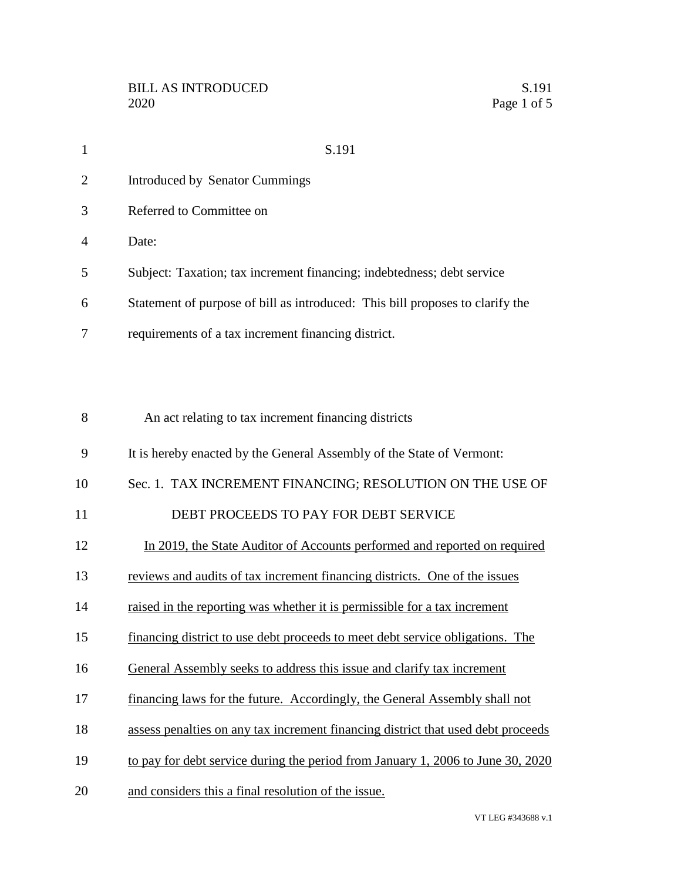# S.191

Introduced by Senator Cummings

Referred to Committee on

Date:

Subject: Taxation; tax increment financing; indebtedness; debt service

Statement of purpose of bill as introduced: This bill proposes to clarify the requirements of a tax increment financing district.

An act relating to tax increment financing districts

It is hereby enacted by the General Assembly of the State of Vermont:

Sec. 1. TAX INCREMENT FINANCING; RESOLUTION ON THE USE OF DEBT PROCEEDS TO PAY FOR DEBT SERVICE

<u>In 2019, the State Auditor of Accounts performed and reported on required reviews and audits of tax increment financing districts. One of the issues raised in the reporting was whether it is permissible for a tax increment financing district to use debt proceeds to meet debt service obligations. The General Assembly seeks to address this issue and clarify tax increment financing laws for the future. Accordingly, the General Assembly shall not assess penalties on any tax increment financing district that used debt proceeds to pay for debt service during the period from January 1, 2006 to June 30, 2020 and considers this a final resolution of the issue.</u>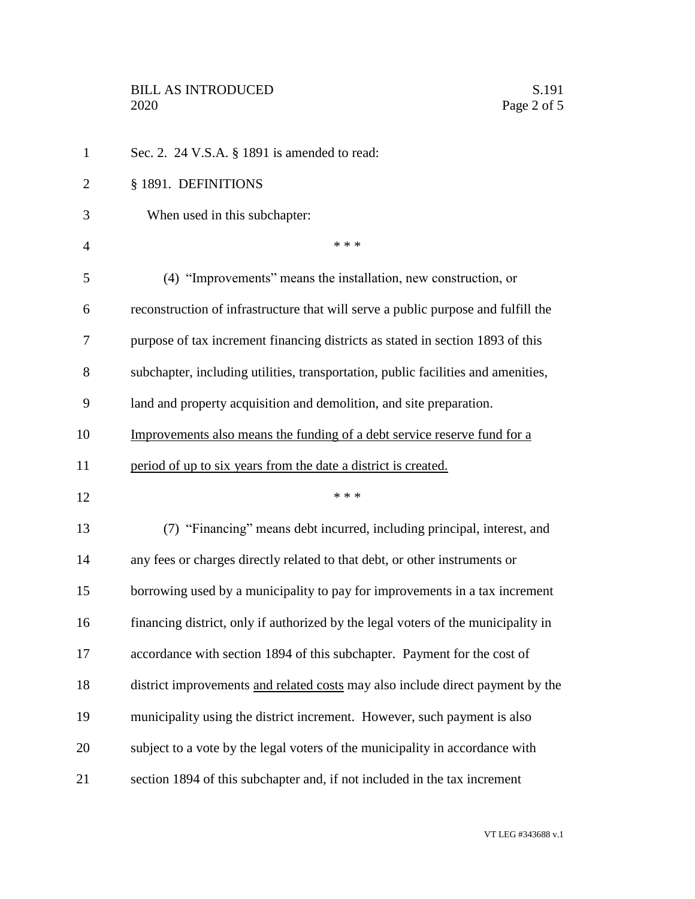Sec. 2. 24 V.S.A. § 1891 is amended to read:

§ 1891. DEFINITIONS

When used in this subchapter:

\* \* \*

(4) "Improvements" means the installation, new construction, or reconstruction of infrastructure that will serve a public purpose and fulfill the purpose of tax increment financing districts as stated in section 1893 of this subchapter, including utilities, transportation, public facilities and amenities, land and property acquisition and demolition, and site preparation. <u>Improvements also means the funding of a debt service reserve fund for a period of up to six years from the date a district is created.</u>

\* \* \*

(7) "Financing" means debt incurred, including principal, interest, and any fees or charges directly related to that debt, or other instruments or borrowing used by a municipality to pay for improvements in a tax increment financing district, only if authorized by the legal voters of the municipality in accordance with section 1894 of this subchapter. Payment for the cost of district improvements <u>and related costs</u> may also include direct payment by the municipality using the district increment. However, such payment is also subject to a vote by the legal voters of the municipality in accordance with section 1894 of this subchapter and, if not included in the tax increment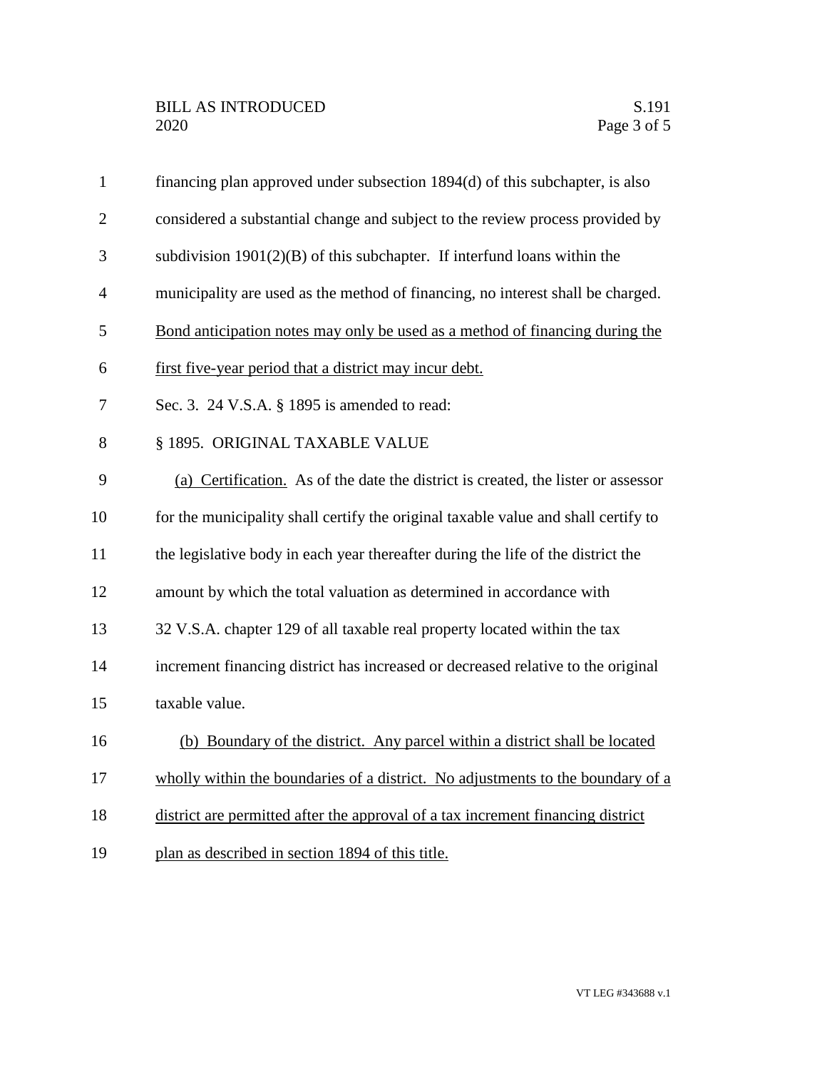financing plan approved under subsection 1894(d) of this subchapter, is also considered a substantial change and subject to the review process provided by subdivision 1901(2)(B) of this subchapter. If interfund loans within the municipality are used as the method of financing, no interest shall be charged. <u>Bond anticipation notes may only be used as a method of financing during the first five-year period that a district may incur debt.</u>

Sec. 3. 24 V.S.A. § 1895 is amended to read:

§ 1895. ORIGINAL TAXABLE VALUE

<u>(a) Certification.</u> As of the date the district is created, the lister or assessor for the municipality shall certify the original taxable value and shall certify to the legislative body in each year thereafter during the life of the district the amount by which the total valuation as determined in accordance with 32 V.S.A. chapter 129 of all taxable real property located within the tax increment financing district has increased or decreased relative to the original taxable value.

<u>(b) Boundary of the district. Any parcel within a district shall be located wholly within the boundaries of a district. No adjustments to the boundary of a district are permitted after the approval of a tax increment financing district plan as described in section 1894 of this title.</u>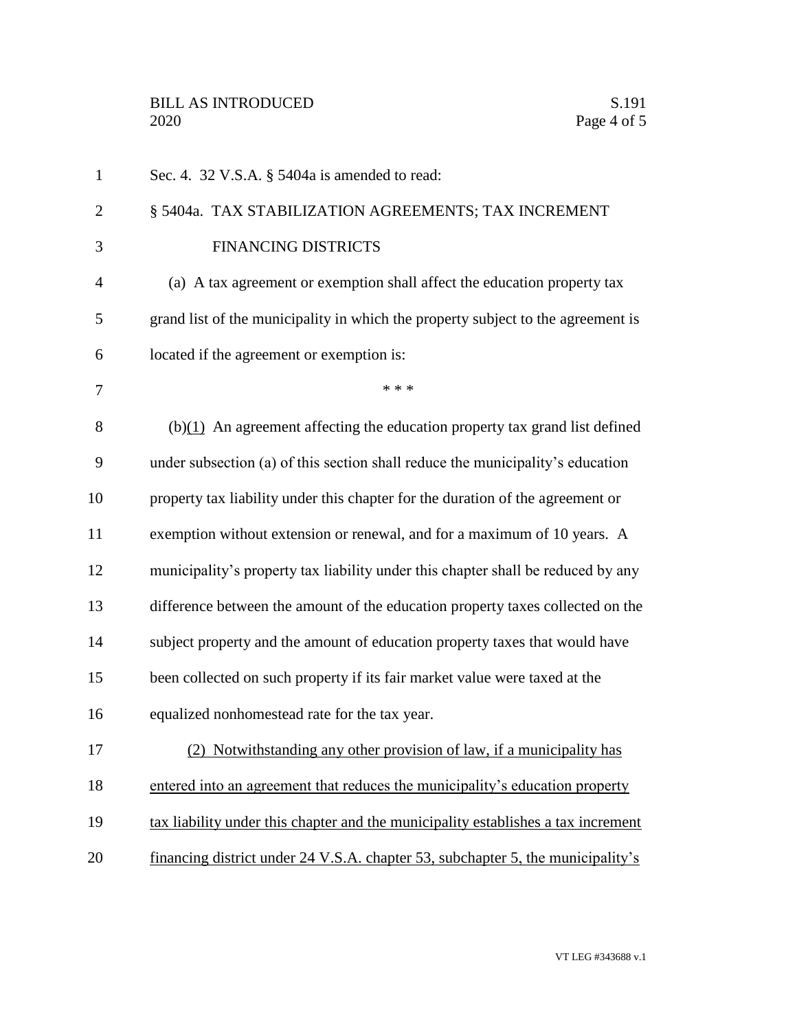Sec. 4. 32 V.S.A. § 5404a is amended to read:

§ 5404a. TAX STABILIZATION AGREEMENTS; TAX INCREMENT FINANCING DISTRICTS

(a) A tax agreement or exemption shall affect the education property tax grand list of the municipality in which the property subject to the agreement is located if the agreement or exemption is:

\* \* \*

(b)<u>(1)</u> An agreement affecting the education property tax grand list defined under subsection (a) of this section shall reduce the municipality's education property tax liability under this chapter for the duration of the agreement or exemption without extension or renewal, and for a maximum of 10 years. A municipality's property tax liability under this chapter shall be reduced by any difference between the amount of the education property taxes collected on the subject property and the amount of education property taxes that would have been collected on such property if its fair market value were taxed at the equalized nonhomestead rate for the tax year.

<u>(2) Notwithstanding any other provision of law, if a municipality has entered into an agreement that reduces the municipality's education property tax liability under this chapter and the municipality establishes a tax increment financing district under 24 V.S.A. chapter 53, subchapter 5, the municipality's</u>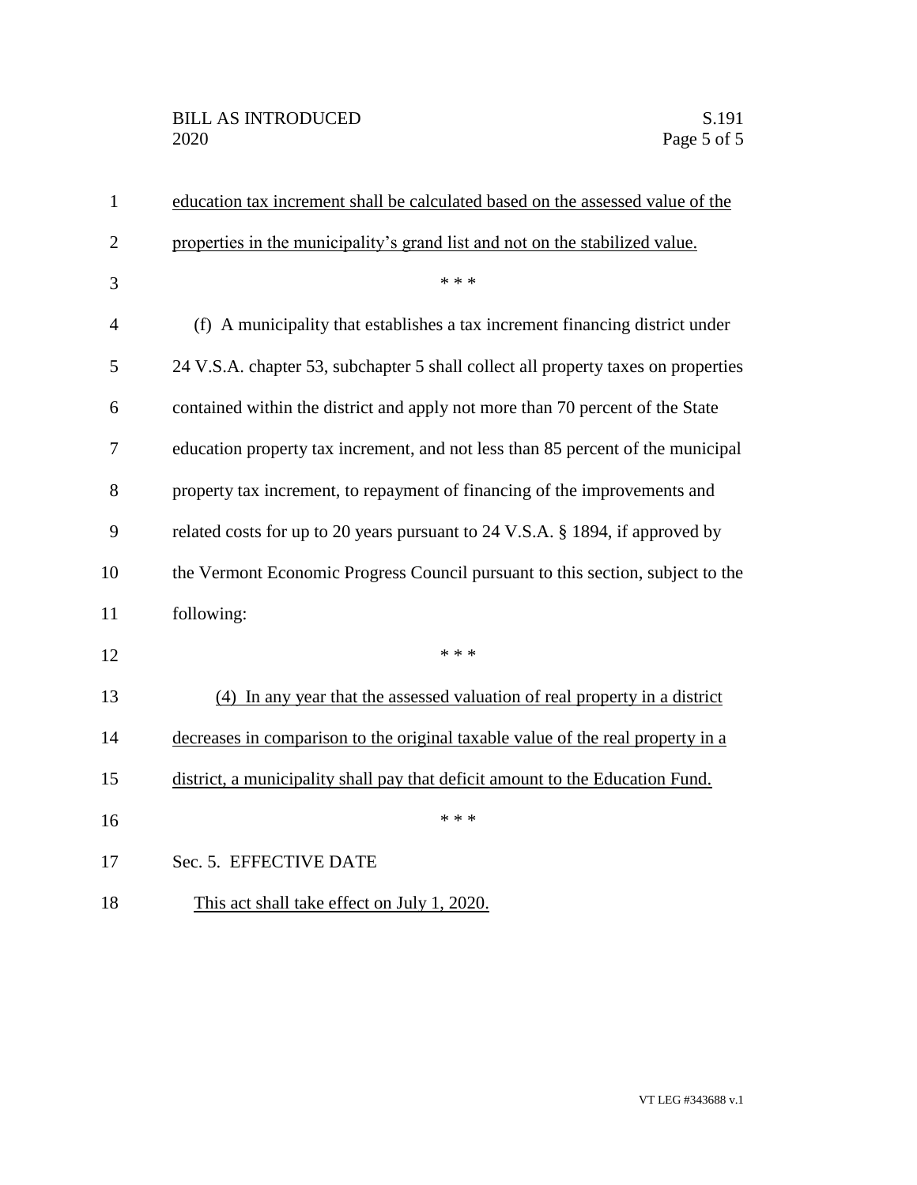education tax increment shall be calculated based on the assessed value of the properties in the municipality's grand list and not on the stabilized value.

\* \* \*

(f) A municipality that establishes a tax increment financing district under 24 V.S.A. chapter 53, subchapter 5 shall collect all property taxes on properties contained within the district and apply not more than 70 percent of the State education property tax increment, and not less than 85 percent of the municipal property tax increment, to repayment of financing of the improvements and related costs for up to 20 years pursuant to 24 V.S.A. § 1894, if approved by the Vermont Economic Progress Council pursuant to this section, subject to the following:

\* \* \*

(4) In any year that the assessed valuation of real property in a district decreases in comparison to the original taxable value of the real property in a district, a municipality shall pay that deficit amount to the Education Fund.

\* \* \*

Sec. 5. EFFECTIVE DATE

This act shall take effect on July 1, 2020.